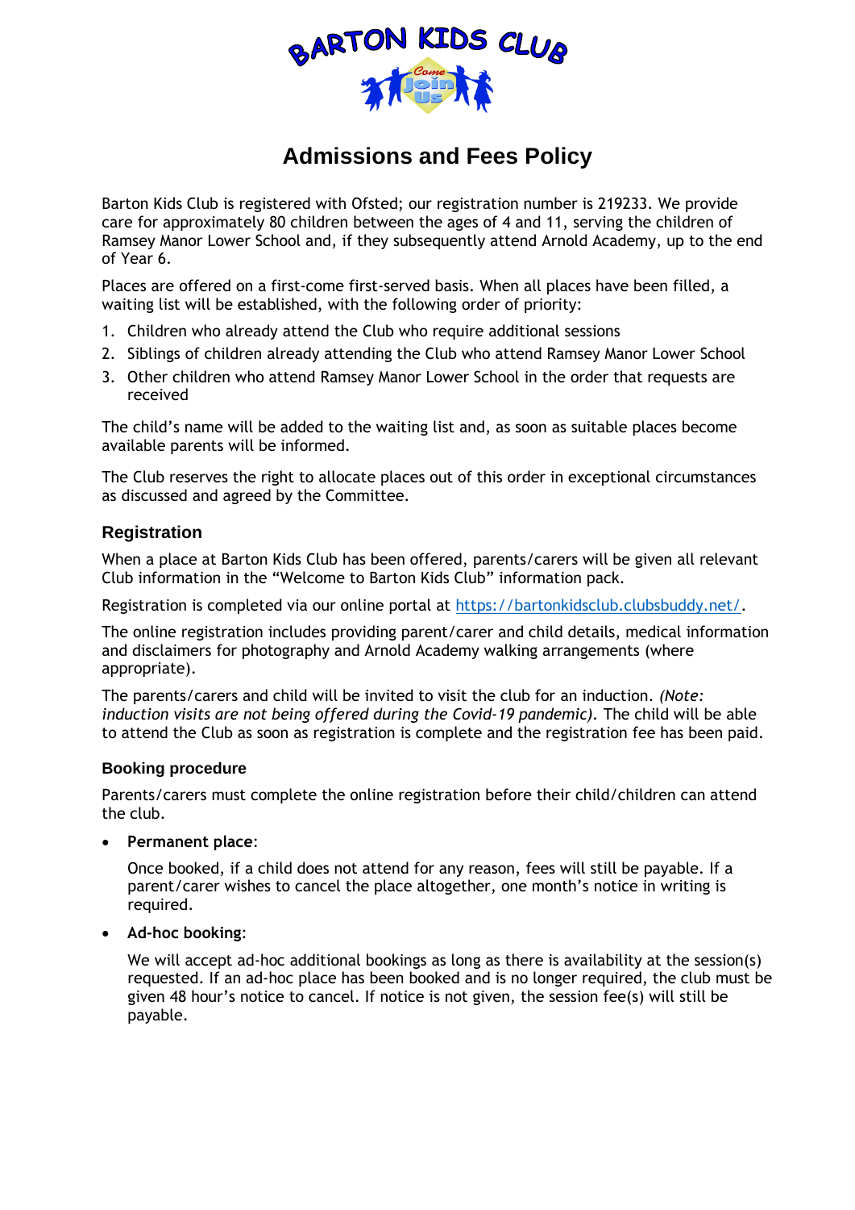# Admissions and Fees Policy

Barton Kids Club is registered with Ofsted; our registration number is 219233. We provide care for approximately 80 children between the ages of 4 and 11, serving the children of Ramsey Manor Lower School and, if they subsequently attend Arnold Academy, up to the end of Year 6.

Places are offered on a first-come first-served basis. When all places have been filled, a waiting list will be established, with the following order of priority:

1. Children who already attend the Club who require additional sessions
2. Siblings of children already attending the Club who attend Ramsey Manor Lower School
3. Other children who attend Ramsey Manor Lower School in the order that requests are received

The child's name will be added to the waiting list and, as soon as suitable places become available parents will be informed.

The Club reserves the right to allocate places out of this order in exceptional circumstances as discussed and agreed by the Committee.

## Registration

When a place at Barton Kids Club has been offered, parents/carers will be given all relevant Club information in the "Welcome to Barton Kids Club" information pack.

Registration is completed via our online portal at [https://bartonkidsclub.clubsbuddy.net/](https://bartonkidsclub.clubsbuddy.net/).

The online registration includes providing parent/carer and child details, medical information and disclaimers for photography and Arnold Academy walking arrangements (where appropriate).

The parents/carers and child will be invited to visit the club for an induction. *(Note: induction visits are not being offered during the Covid-19 pandemic).* The child will be able to attend the Club as soon as registration is complete and the registration fee has been paid.

### Booking procedure

Parents/carers must complete the online registration before their child/children can attend the club.

- **Permanent place**:

  Once booked, if a child does not attend for any reason, fees will still be payable. If a parent/carer wishes to cancel the place altogether, one month's notice in writing is required.

- **Ad-hoc booking**:

  We will accept ad-hoc additional bookings as long as there is availability at the session(s) requested. If an ad-hoc place has been booked and is no longer required, the club must be given 48 hour's notice to cancel. If notice is not given, the session fee(s) will still be payable.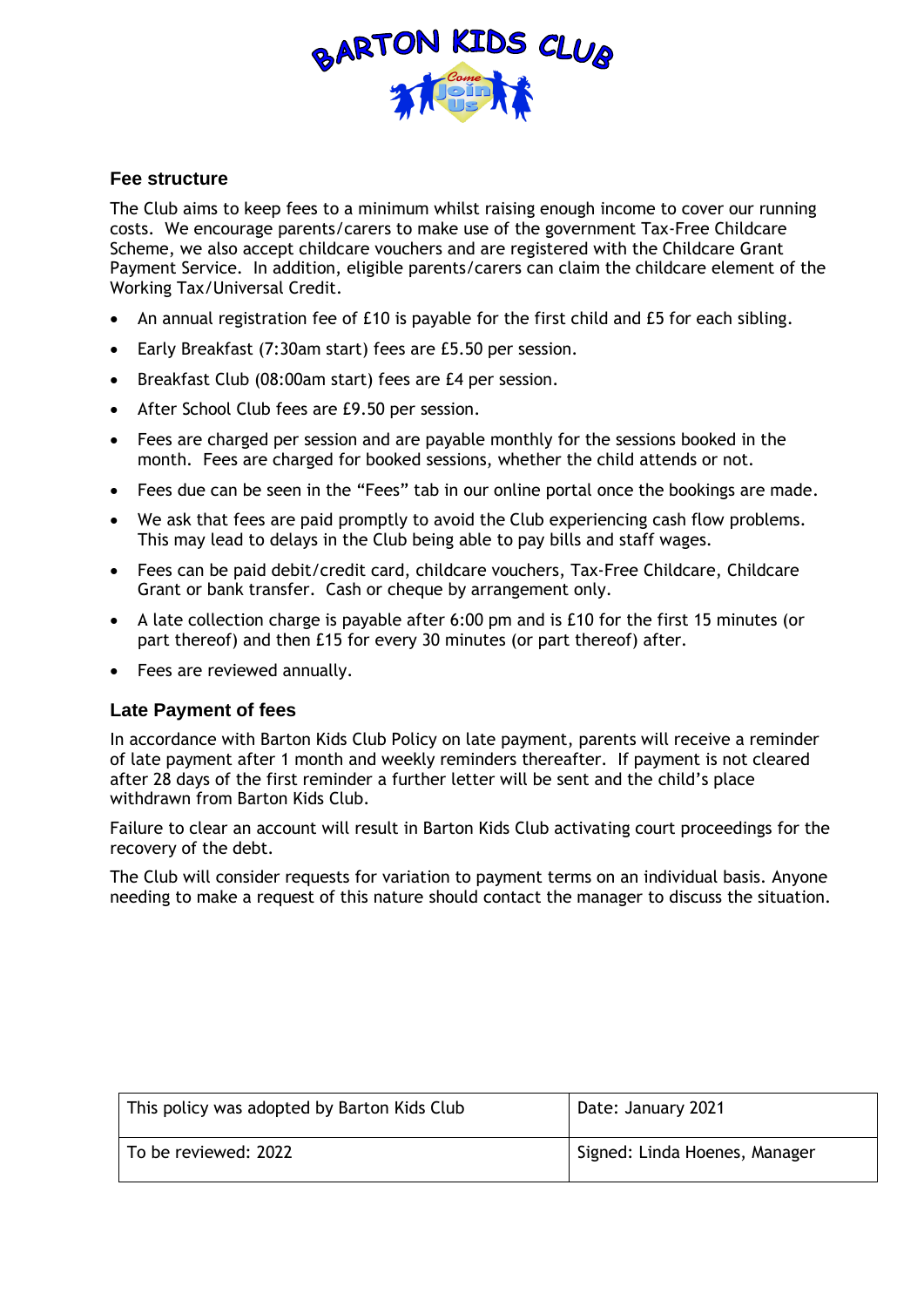# BARTON KIDS CLUB

Come Join Us

### Fee structure

The Club aims to keep fees to a minimum whilst raising enough income to cover our running costs. We encourage parents/carers to make use of the government Tax-Free Childcare Scheme, we also accept childcare vouchers and are registered with the Childcare Grant Payment Service. In addition, eligible parents/carers can claim the childcare element of the Working Tax/Universal Credit.

- An annual registration fee of £10 is payable for the first child and £5 for each sibling.
- Early Breakfast (7:30am start) fees are £5.50 per session.
- Breakfast Club (08:00am start) fees are £4 per session.
- After School Club fees are £9.50 per session.
- Fees are charged per session and are payable monthly for the sessions booked in the month. Fees are charged for booked sessions, whether the child attends or not.
- Fees due can be seen in the "Fees" tab in our online portal once the bookings are made.
- We ask that fees are paid promptly to avoid the Club experiencing cash flow problems. This may lead to delays in the Club being able to pay bills and staff wages.
- Fees can be paid debit/credit card, childcare vouchers, Tax-Free Childcare, Childcare Grant or bank transfer. Cash or cheque by arrangement only.
- A late collection charge is payable after 6:00 pm and is £10 for the first 15 minutes (or part thereof) and then £15 for every 30 minutes (or part thereof) after.
- Fees are reviewed annually.

### Late Payment of fees

In accordance with Barton Kids Club Policy on late payment, parents will receive a reminder of late payment after 1 month and weekly reminders thereafter. If payment is not cleared after 28 days of the first reminder a further letter will be sent and the child's place withdrawn from Barton Kids Club.

Failure to clear an account will result in Barton Kids Club activating court proceedings for the recovery of the debt.

The Club will consider requests for variation to payment terms on an individual basis. Anyone needing to make a request of this nature should contact the manager to discuss the situation.

| | |
|---|---|
| This policy was adopted by Barton Kids Club | Date: January 2021 |
| To be reviewed: 2022 | Signed: Linda Hoenes, Manager |